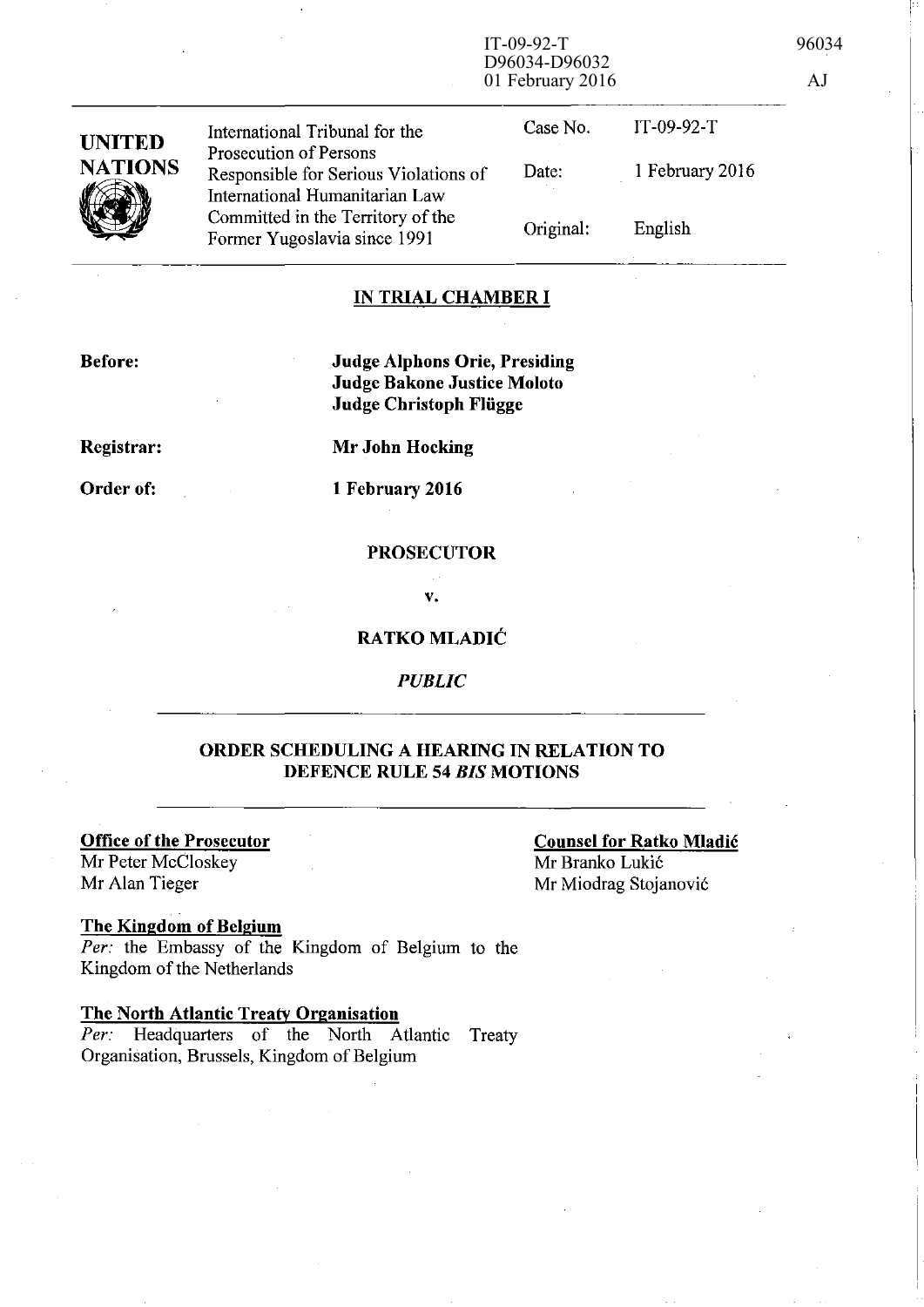IT-09-92-T
D96034-D96032
01 February 2016

96034

AJ

| UNITED NATIONS | International Tribunal for the Prosecution of Persons Responsible for Serious Violations of International Humanitarian Law Committed in the Territory of the Former Yugoslavia since 1991 | Case No. | IT-09-92-T |
|---|---|---|---|
| | | Date: | 1 February 2016 |
| | | Original: | English |

## IN TRIAL CHAMBER I

**Before:** **Judge Alphons Orie, Presiding**
**Judge Bakone Justice Moloto**
**Judge Christoph Flügge**

**Registrar:** **Mr John Hocking**

**Order of:** **1 February 2016**

**PROSECUTOR**

**v.**

**RATKO MLADIĆ**

***PUBLIC***

## ORDER SCHEDULING A HEARING IN RELATION TO DEFENCE RULE 54 *BIS* MOTIONS

**Office of the Prosecutor**
Mr Peter McCloskey
Mr Alan Tieger

**Counsel for Ratko Mladić**
Mr Branko Lukić
Mr Miodrag Stojanović

**The Kingdom of Belgium**
*Per:* the Embassy of the Kingdom of Belgium to the Kingdom of the Netherlands

**The North Atlantic Treaty Organisation**
*Per:* Headquarters of the North Atlantic Treaty Organisation, Brussels, Kingdom of Belgium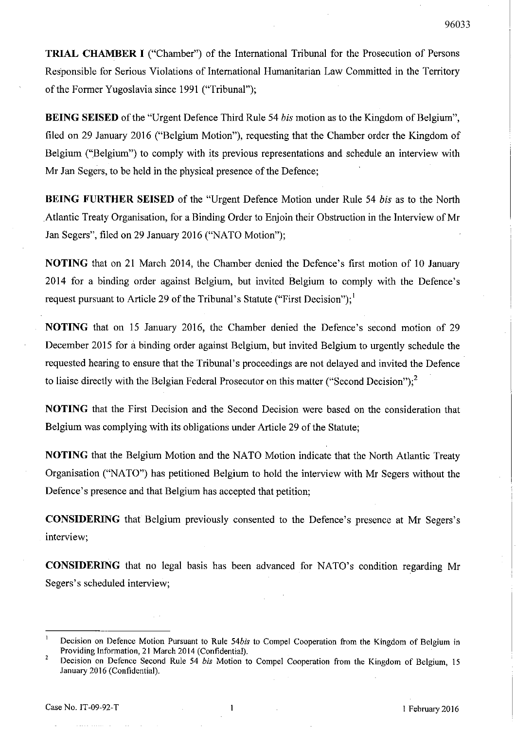**TRIAL CHAMBER I** ("Chamber") of the International Tribunal for the Prosecution of Persons Responsible for Serious Violations of International Humanitarian Law Committed in the Territory of the Former Yugoslavia since 1991 ("Tribunal");

**BEING SEISED** of the "Urgent Defence Third Rule 54 *bis* motion as to the Kingdom of Belgium", filed on 29 January 2016 ("Belgium Motion"), requesting that the Chamber order the Kingdom of Belgium ("Belgium") to comply with its previous representations and schedule an interview with Mr Jan Segers, to be held in the physical presence of the Defence;

**BEING FURTHER SEISED** of the "Urgent Defence Motion under Rule 54 *bis* as to the North Atlantic Treaty Organisation, for a Binding Order to Enjoin their Obstruction in the Interview of Mr Jan Segers", filed on 29 January 2016 ("NATO Motion");

**NOTING** that on 21 March 2014, the Chamber denied the Defence's first motion of 10 January 2014 for a binding order against Belgium, but invited Belgium to comply with the Defence's request pursuant to Article 29 of the Tribunal's Statute ("First Decision");[1]

**NOTING** that on 15 January 2016, the Chamber denied the Defence's second motion of 29 December 2015 for a binding order against Belgium, but invited Belgium to urgently schedule the requested hearing to ensure that the Tribunal's proceedings are not delayed and invited the Defence to liaise directly with the Belgian Federal Prosecutor on this matter ("Second Decision");[2]

**NOTING** that the First Decision and the Second Decision were based on the consideration that Belgium was complying with its obligations under Article 29 of the Statute;

**NOTING** that the Belgium Motion and the NATO Motion indicate that the North Atlantic Treaty Organisation ("NATO") has petitioned Belgium to hold the interview with Mr Segers without the Defence's presence and that Belgium has accepted that petition;

**CONSIDERING** that Belgium previously consented to the Defence's presence at Mr Segers's interview;

**CONSIDERING** that no legal basis has been advanced for NATO's condition regarding Mr Segers's scheduled interview;

---

[1] Decision on Defence Motion Pursuant to Rule 54*bis* to Compel Cooperation from the Kingdom of Belgium in Providing Information, 21 March 2014 (Confidential).

[2] Decision on Defence Second Rule 54 *bis* Motion to Compel Cooperation from the Kingdom of Belgium, 15 January 2016 (Confidential).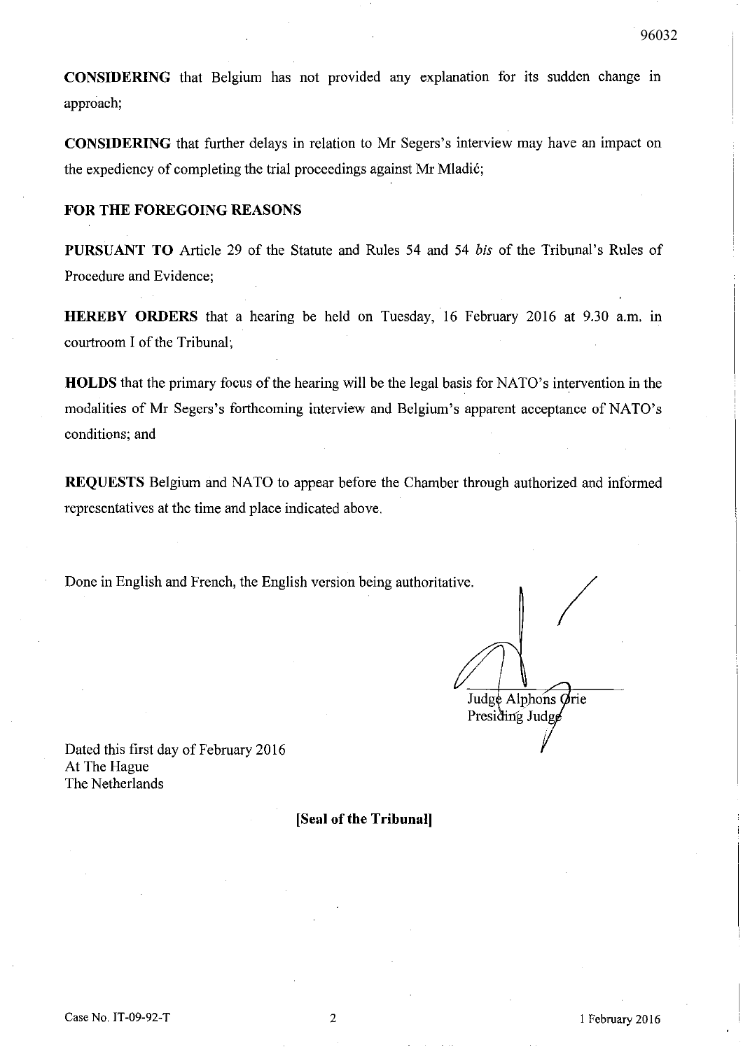**CONSIDERING** that Belgium has not provided any explanation for its sudden change in approach;

**CONSIDERING** that further delays in relation to Mr Segers's interview may have an impact on the expediency of completing the trial proceedings against Mr Mladić;

**FOR THE FOREGOING REASONS**

**PURSUANT TO** Article 29 of the Statute and Rules 54 and 54 *bis* of the Tribunal's Rules of Procedure and Evidence;

**HEREBY ORDERS** that a hearing be held on Tuesday, 16 February 2016 at 9.30 a.m. in courtroom I of the Tribunal;

**HOLDS** that the primary focus of the hearing will be the legal basis for NATO's intervention in the modalities of Mr Segers's forthcoming interview and Belgium's apparent acceptance of NATO's conditions; and

**REQUESTS** Belgium and NATO to appear before the Chamber through authorized and informed representatives at the time and place indicated above.

Done in English and French, the English version being authoritative.

Judge Alphons Orie
Presiding Judge

Dated this first day of February 2016
At The Hague
The Netherlands

**[Seal of the Tribunal]**